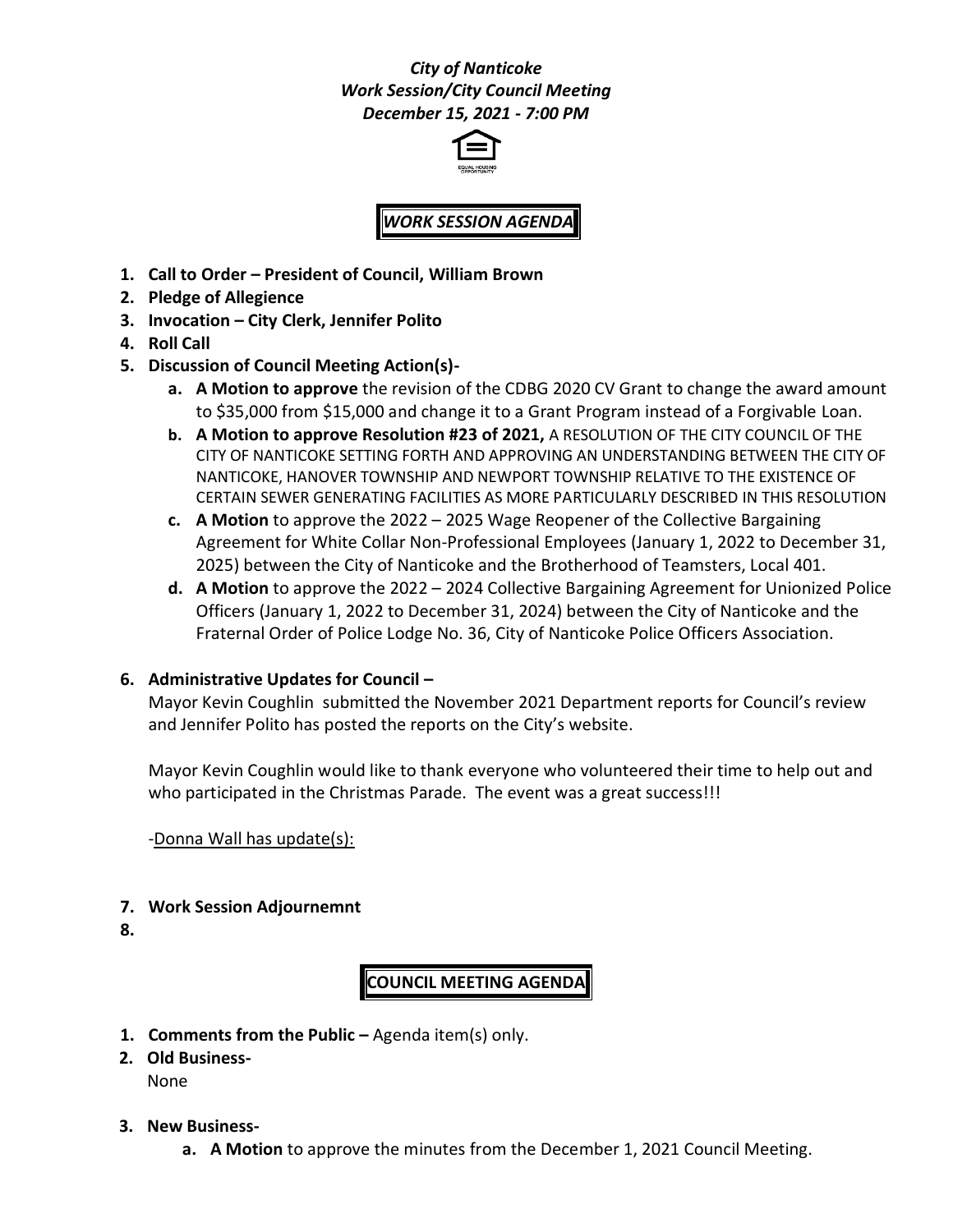***City of Nanticoke***
***Work Session/City Council Meeting***
***December 15, 2021 - 7:00 PM***

## ***WORK SESSION AGENDA***

1. **Call to Order – President of Council, William Brown**
2. **Pledge of Allegience**
3. **Invocation – City Clerk, Jennifer Polito**
4. **Roll Call**
5. **Discussion of Council Meeting Action(s)-**
   a. **A Motion to approve** the revision of the CDBG 2020 CV Grant to change the award amount to $35,000 from $15,000 and change it to a Grant Program instead of a Forgivable Loan.
   b. **A Motion to approve Resolution #23 of 2021,** A RESOLUTION OF THE CITY COUNCIL OF THE CITY OF NANTICOKE SETTING FORTH AND APPROVING AN UNDERSTANDING BETWEEN THE CITY OF NANTICOKE, HANOVER TOWNSHIP AND NEWPORT TOWNSHIP RELATIVE TO THE EXISTENCE OF CERTAIN SEWER GENERATING FACILITIES AS MORE PARTICULARLY DESCRIBED IN THIS RESOLUTION
   c. **A Motion** to approve the 2022 – 2025 Wage Reopener of the Collective Bargaining Agreement for White Collar Non-Professional Employees (January 1, 2022 to December 31, 2025) between the City of Nanticoke and the Brotherhood of Teamsters, Local 401.
   d. **A Motion** to approve the 2022 – 2024 Collective Bargaining Agreement for Unionized Police Officers (January 1, 2022 to December 31, 2024) between the City of Nanticoke and the Fraternal Order of Police Lodge No. 36, City of Nanticoke Police Officers Association.

6. **Administrative Updates for Council –**

   Mayor Kevin Coughlin submitted the November 2021 Department reports for Council's review and Jennifer Polito has posted the reports on the City's website.

   Mayor Kevin Coughlin would like to thank everyone who volunteered their time to help out and who participated in the Christmas Parade. The event was a great success!!!

   -Donna Wall has update(s):

7. **Work Session Adjournemnt**
8. 

## **COUNCIL MEETING AGENDA**

1. **Comments from the Public –** Agenda item(s) only.
2. **Old Business-**
   None
3. **New Business-**
   a. **A Motion** to approve the minutes from the December 1, 2021 Council Meeting.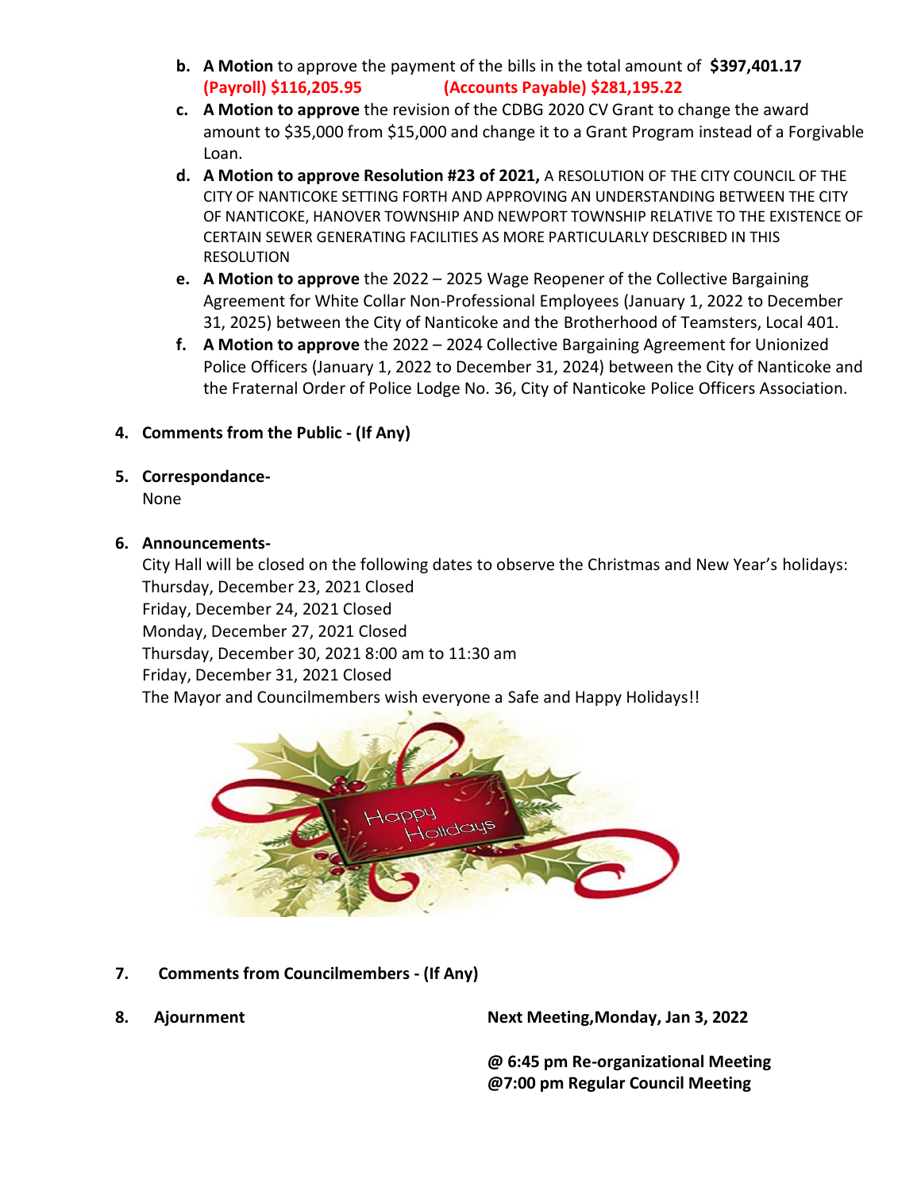b. **A Motion** to approve the payment of the bills in the total amount of **$397,401.17**
**(Payroll) $116,205.95** **(Accounts Payable) $281,195.22**

c. **A Motion to approve** the revision of the CDBG 2020 CV Grant to change the award amount to $35,000 from $15,000 and change it to a Grant Program instead of a Forgivable Loan.

d. **A Motion to approve Resolution #23 of 2021,** A RESOLUTION OF THE CITY COUNCIL OF THE CITY OF NANTICOKE SETTING FORTH AND APPROVING AN UNDERSTANDING BETWEEN THE CITY OF NANTICOKE, HANOVER TOWNSHIP AND NEWPORT TOWNSHIP RELATIVE TO THE EXISTENCE OF CERTAIN SEWER GENERATING FACILITIES AS MORE PARTICULARLY DESCRIBED IN THIS RESOLUTION

e. **A Motion to approve** the 2022 – 2025 Wage Reopener of the Collective Bargaining Agreement for White Collar Non-Professional Employees (January 1, 2022 to December 31, 2025) between the City of Nanticoke and the Brotherhood of Teamsters, Local 401.

f. **A Motion to approve** the 2022 – 2024 Collective Bargaining Agreement for Unionized Police Officers (January 1, 2022 to December 31, 2024) between the City of Nanticoke and the Fraternal Order of Police Lodge No. 36, City of Nanticoke Police Officers Association.

**4. Comments from the Public - (If Any)**

**5. Correspondance-**
None

**6. Announcements-**
City Hall will be closed on the following dates to observe the Christmas and New Year's holidays:
Thursday, December 23, 2021 Closed
Friday, December 24, 2021 Closed
Monday, December 27, 2021 Closed
Thursday, December 30, 2021 8:00 am to 11:30 am
Friday, December 31, 2021 Closed
The Mayor and Councilmembers wish everyone a Safe and Happy Holidays!!

**7. Comments from Councilmembers - (If Any)**

**8. Ajournment** **Next Meeting,Monday, Jan 3, 2022**

**@ 6:45 pm Re-organizational Meeting**
**@7:00 pm Regular Council Meeting**